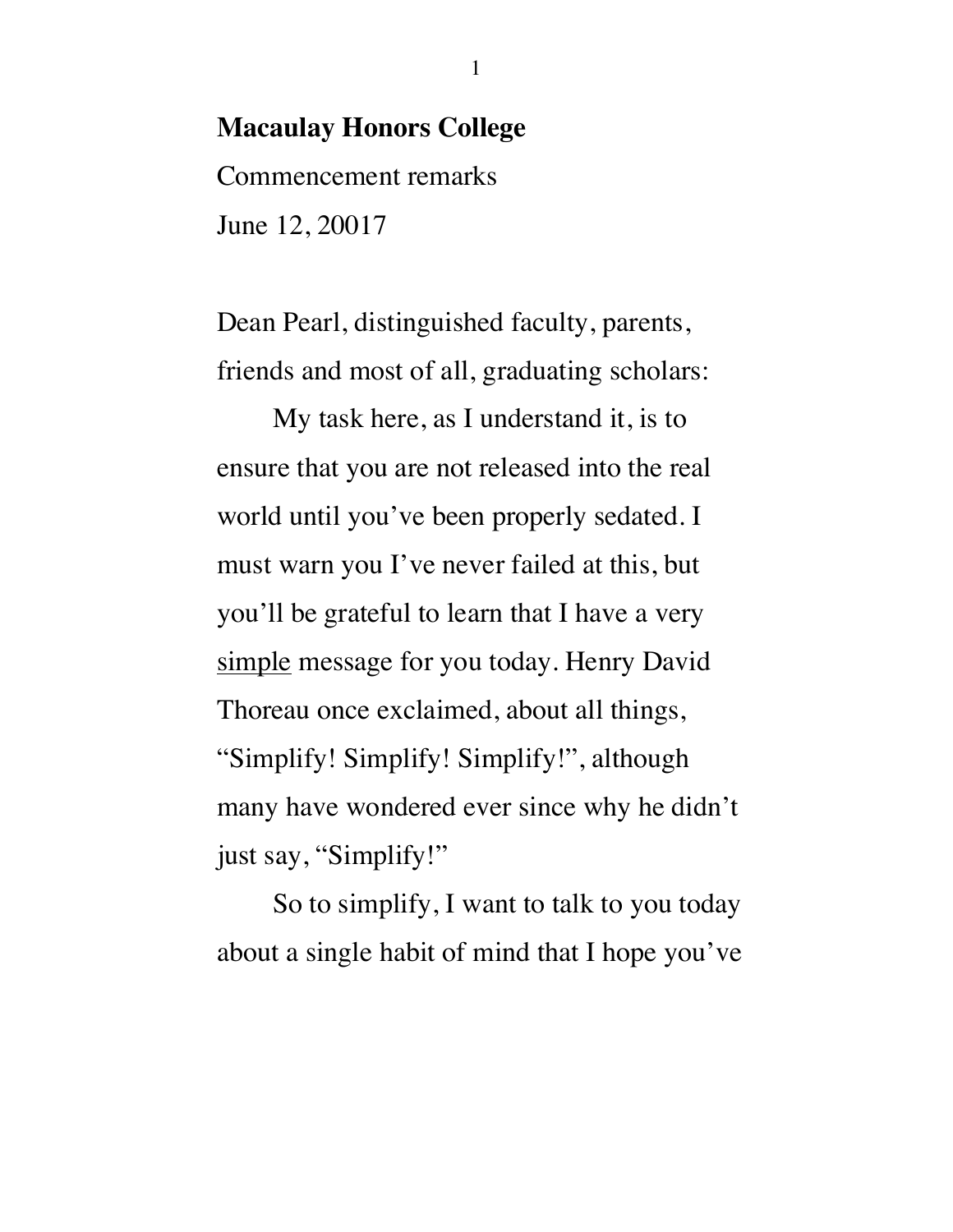**Macaulay Honors College**

Commencement remarks

June 12, 20017

Dean Pearl, distinguished faculty, parents, friends and most of all, graduating scholars:

My task here, as I understand it, is to ensure that you are not released into the real world until you've been properly sedated. I must warn you I've never failed at this, but you'll be grateful to learn that I have a very <u>simple</u> message for you today. Henry David Thoreau once exclaimed, about all things, "Simplify! Simplify! Simplify!", although many have wondered ever since why he didn't just say, "Simplify!"

So to simplify, I want to talk to you today about a single habit of mind that I hope you've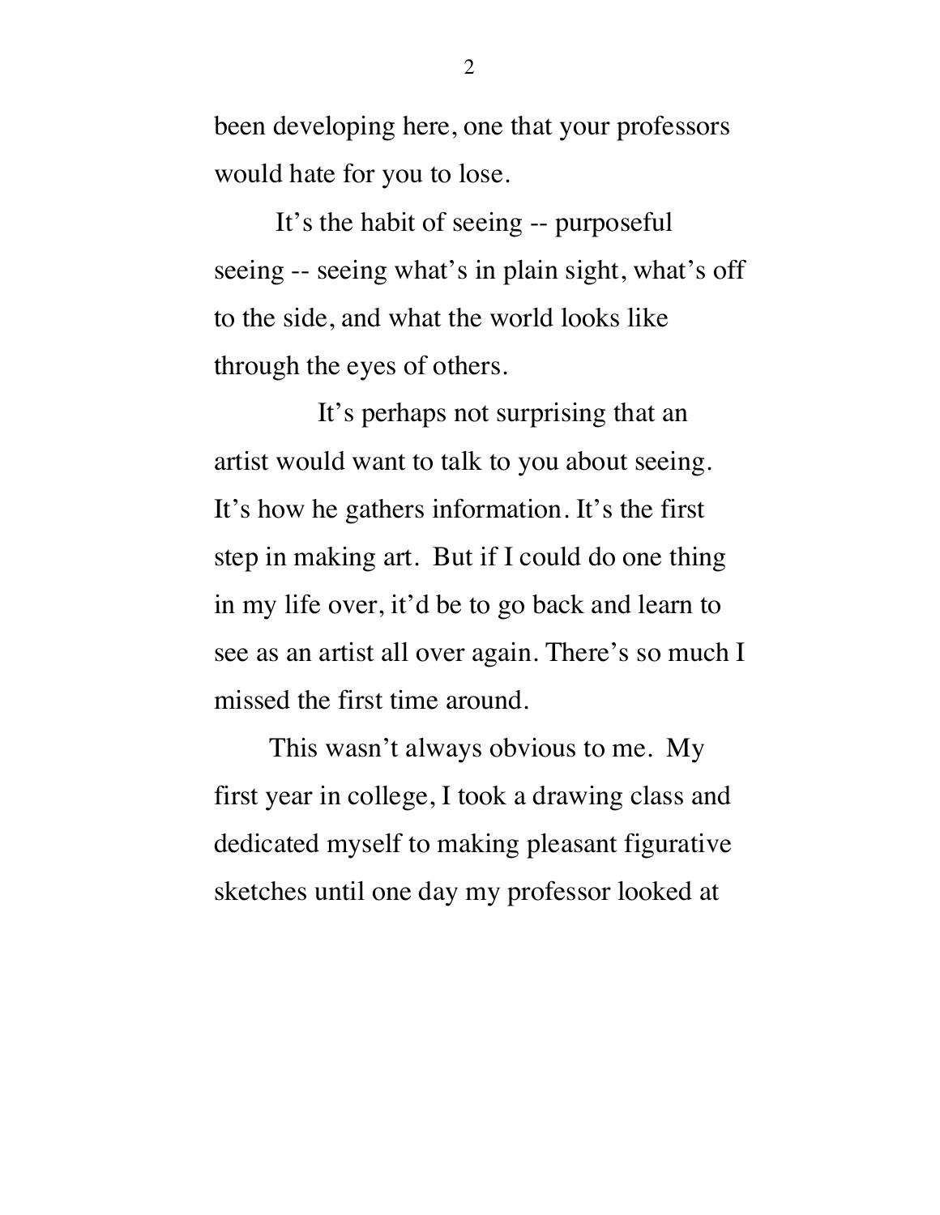been developing here, one that your professors would hate for you to lose.

It's the habit of seeing -- purposeful seeing -- seeing what's in plain sight, what's off to the side, and what the world looks like through the eyes of others.

It's perhaps not surprising that an artist would want to talk to you about seeing. It's how he gathers information. It's the first step in making art. But if I could do one thing in my life over, it'd be to go back and learn to see as an artist all over again. There's so much I missed the first time around.

This wasn't always obvious to me. My first year in college, I took a drawing class and dedicated myself to making pleasant figurative sketches until one day my professor looked at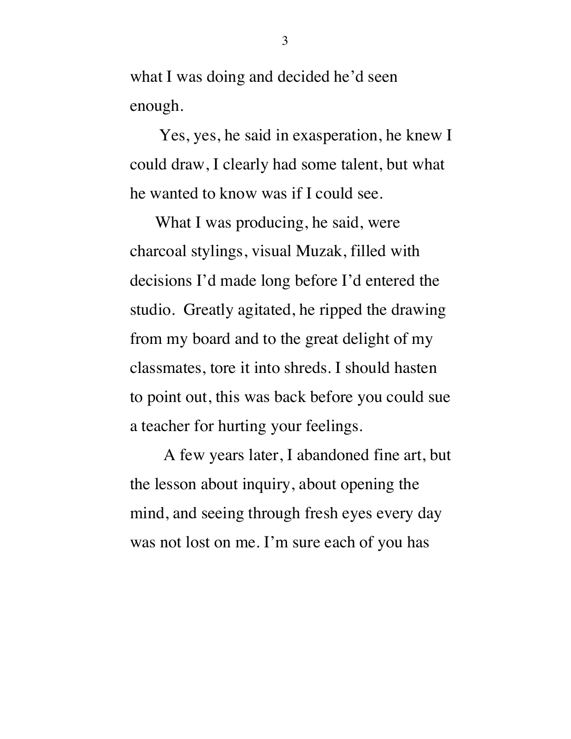what I was doing and decided he'd seen enough.

Yes, yes, he said in exasperation, he knew I could draw, I clearly had some talent, but what he wanted to know was if I could see.

What I was producing, he said, were charcoal stylings, visual Muzak, filled with decisions I'd made long before I'd entered the studio. Greatly agitated, he ripped the drawing from my board and to the great delight of my classmates, tore it into shreds. I should hasten to point out, this was back before you could sue a teacher for hurting your feelings.

A few years later, I abandoned fine art, but the lesson about inquiry, about opening the mind, and seeing through fresh eyes every day was not lost on me. I'm sure each of you has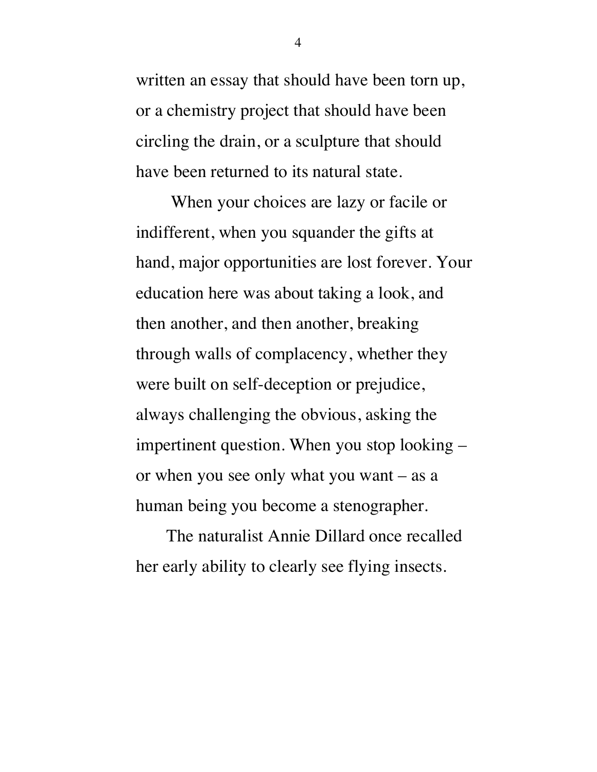written an essay that should have been torn up, or a chemistry project that should have been circling the drain, or a sculpture that should have been returned to its natural state.

When your choices are lazy or facile or indifferent, when you squander the gifts at hand, major opportunities are lost forever. Your education here was about taking a look, and then another, and then another, breaking through walls of complacency, whether they were built on self-deception or prejudice, always challenging the obvious, asking the impertinent question. When you stop looking – or when you see only what you want – as a human being you become a stenographer.

The naturalist Annie Dillard once recalled her early ability to clearly see flying insects.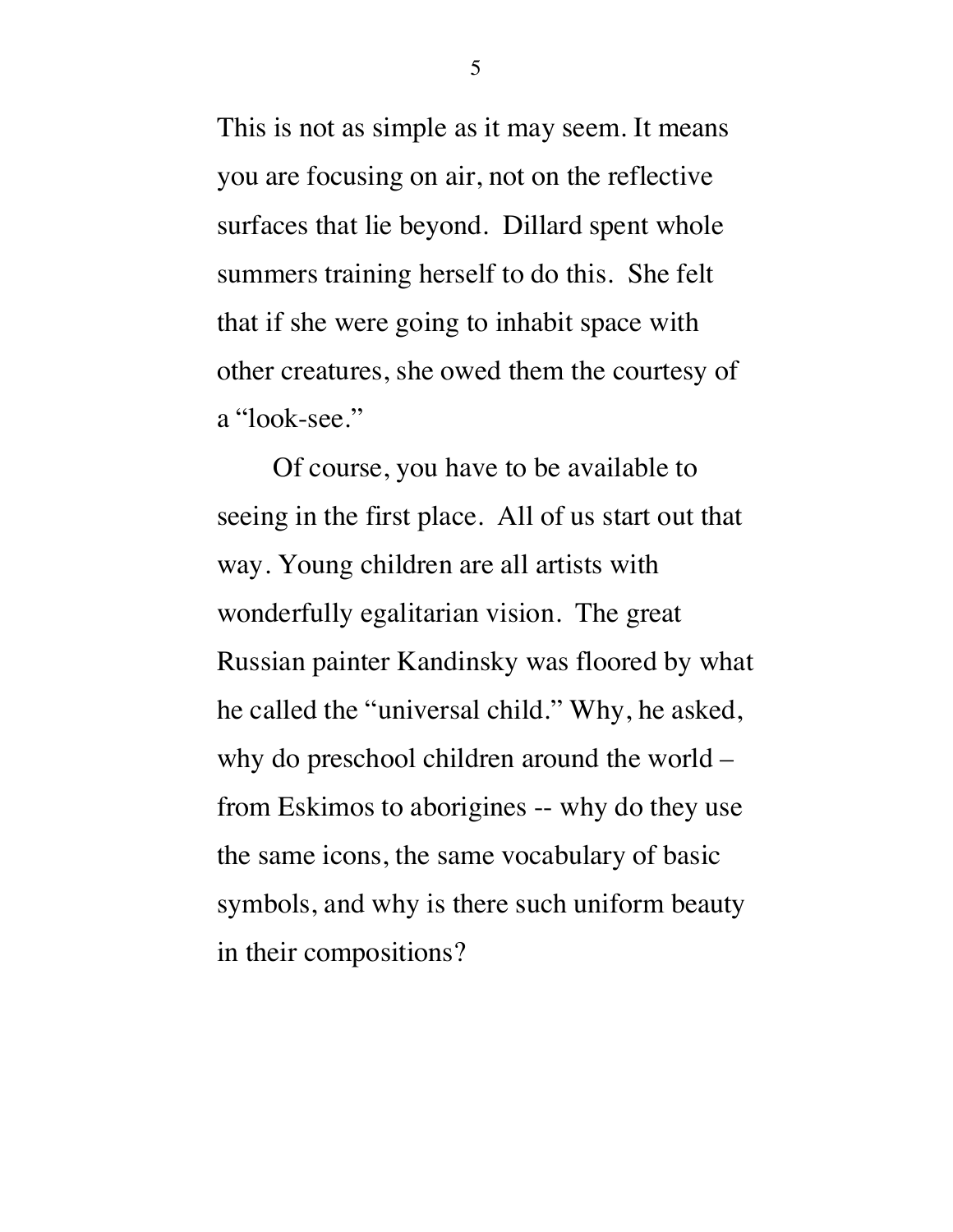This is not as simple as it may seem. It means you are focusing on air, not on the reflective surfaces that lie beyond. Dillard spent whole summers training herself to do this. She felt that if she were going to inhabit space with other creatures, she owed them the courtesy of a "look-see."

Of course, you have to be available to seeing in the first place. All of us start out that way. Young children are all artists with wonderfully egalitarian vision. The great Russian painter Kandinsky was floored by what he called the "universal child." Why, he asked, why do preschool children around the world – from Eskimos to aborigines -- why do they use the same icons, the same vocabulary of basic symbols, and why is there such uniform beauty in their compositions?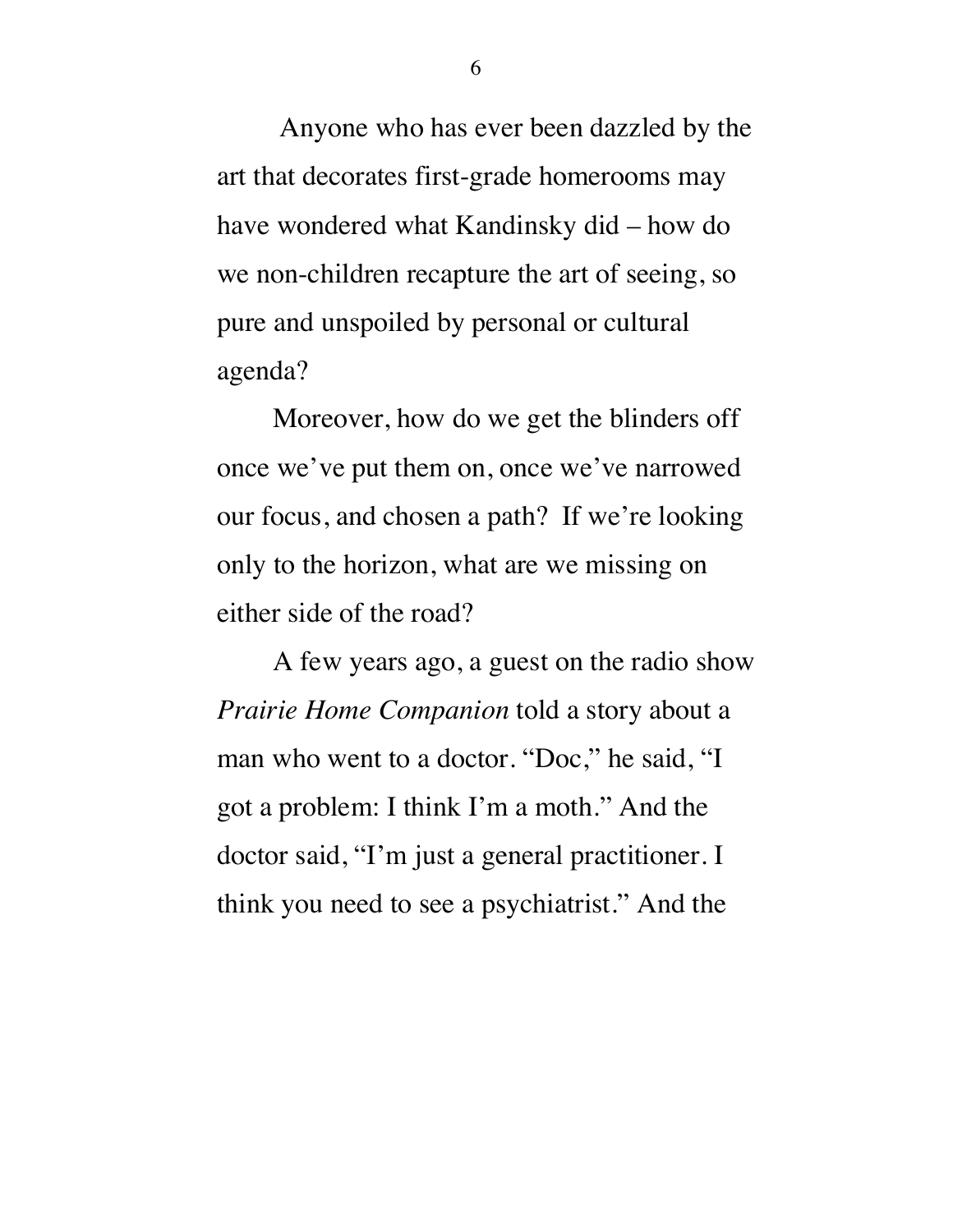Anyone who has ever been dazzled by the art that decorates first-grade homerooms may have wondered what Kandinsky did – how do we non-children recapture the art of seeing, so pure and unspoiled by personal or cultural agenda?

Moreover, how do we get the blinders off once we've put them on, once we've narrowed our focus, and chosen a path? If we're looking only to the horizon, what are we missing on either side of the road?

A few years ago, a guest on the radio show *Prairie Home Companion* told a story about a man who went to a doctor. "Doc," he said, "I got a problem: I think I'm a moth." And the doctor said, "I'm just a general practitioner. I think you need to see a psychiatrist." And the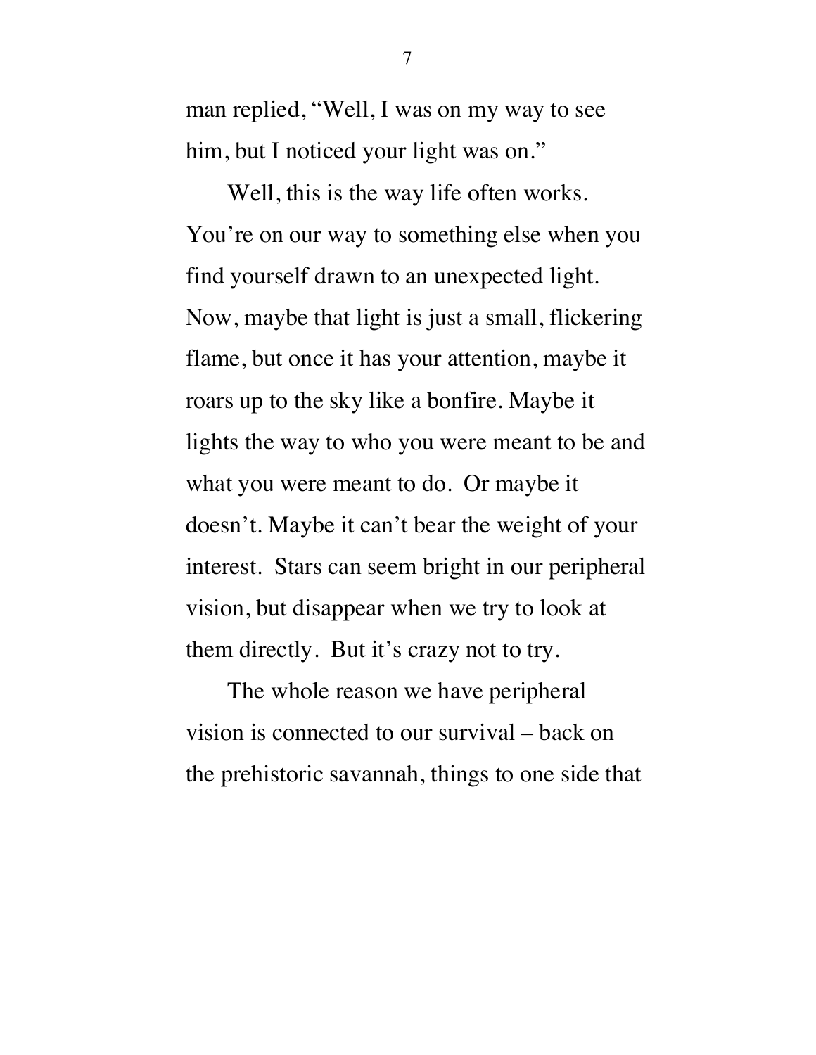man replied, "Well, I was on my way to see him, but I noticed your light was on."

Well, this is the way life often works. You're on our way to something else when you find yourself drawn to an unexpected light. Now, maybe that light is just a small, flickering flame, but once it has your attention, maybe it roars up to the sky like a bonfire. Maybe it lights the way to who you were meant to be and what you were meant to do. Or maybe it doesn't. Maybe it can't bear the weight of your interest. Stars can seem bright in our peripheral vision, but disappear when we try to look at them directly. But it's crazy not to try.

The whole reason we have peripheral vision is connected to our survival – back on the prehistoric savannah, things to one side that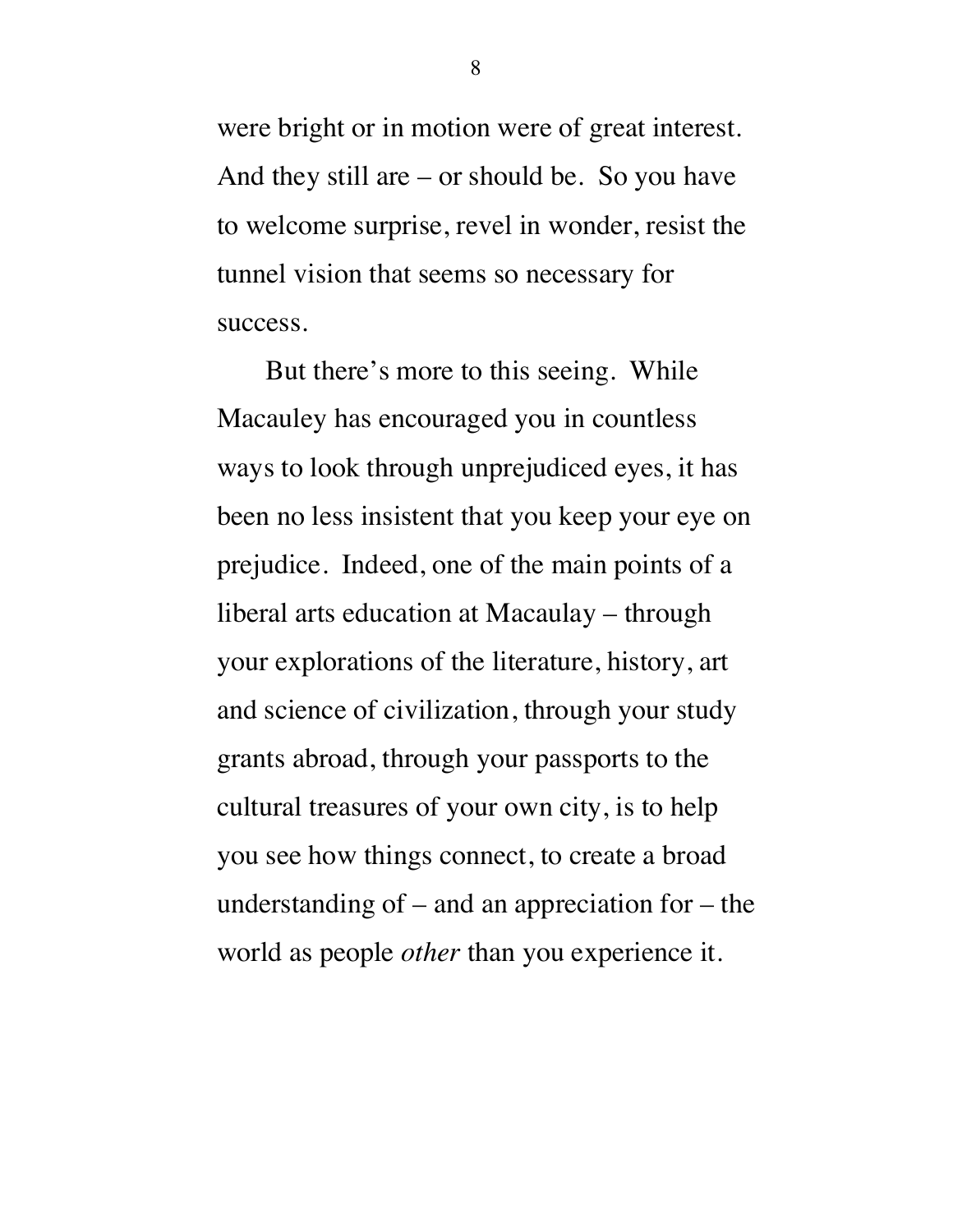were bright or in motion were of great interest. And they still are – or should be. So you have to welcome surprise, revel in wonder, resist the tunnel vision that seems so necessary for success.

But there's more to this seeing. While Macauley has encouraged you in countless ways to look through unprejudiced eyes, it has been no less insistent that you keep your eye on prejudice. Indeed, one of the main points of a liberal arts education at Macaulay – through your explorations of the literature, history, art and science of civilization, through your study grants abroad, through your passports to the cultural treasures of your own city, is to help you see how things connect, to create a broad understanding of – and an appreciation for – the world as people *other* than you experience it.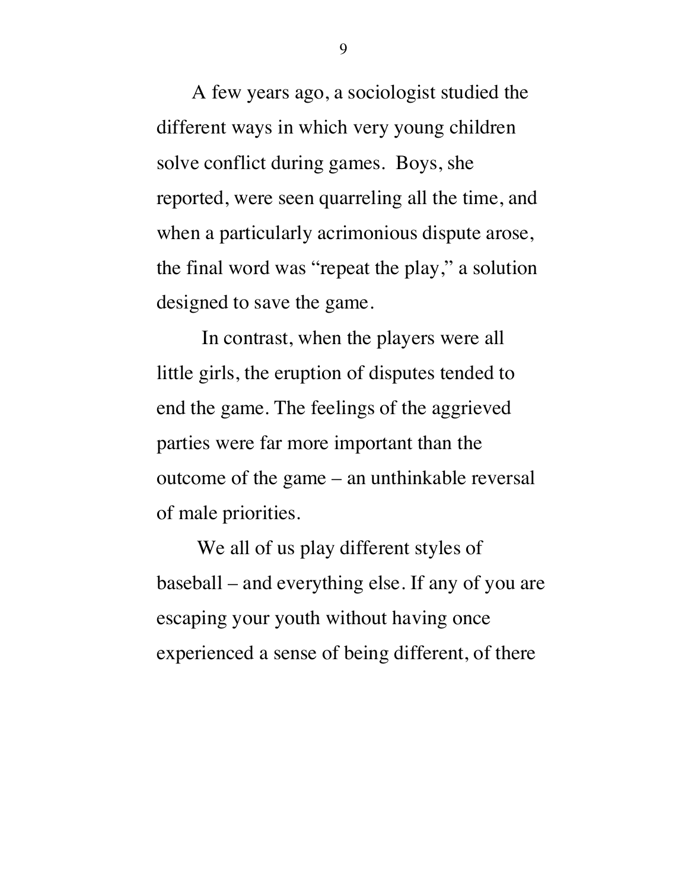A few years ago, a sociologist studied the different ways in which very young children solve conflict during games. Boys, she reported, were seen quarreling all the time, and when a particularly acrimonious dispute arose, the final word was "repeat the play," a solution designed to save the game.

In contrast, when the players were all little girls, the eruption of disputes tended to end the game. The feelings of the aggrieved parties were far more important than the outcome of the game – an unthinkable reversal of male priorities.

We all of us play different styles of baseball – and everything else. If any of you are escaping your youth without having once experienced a sense of being different, of there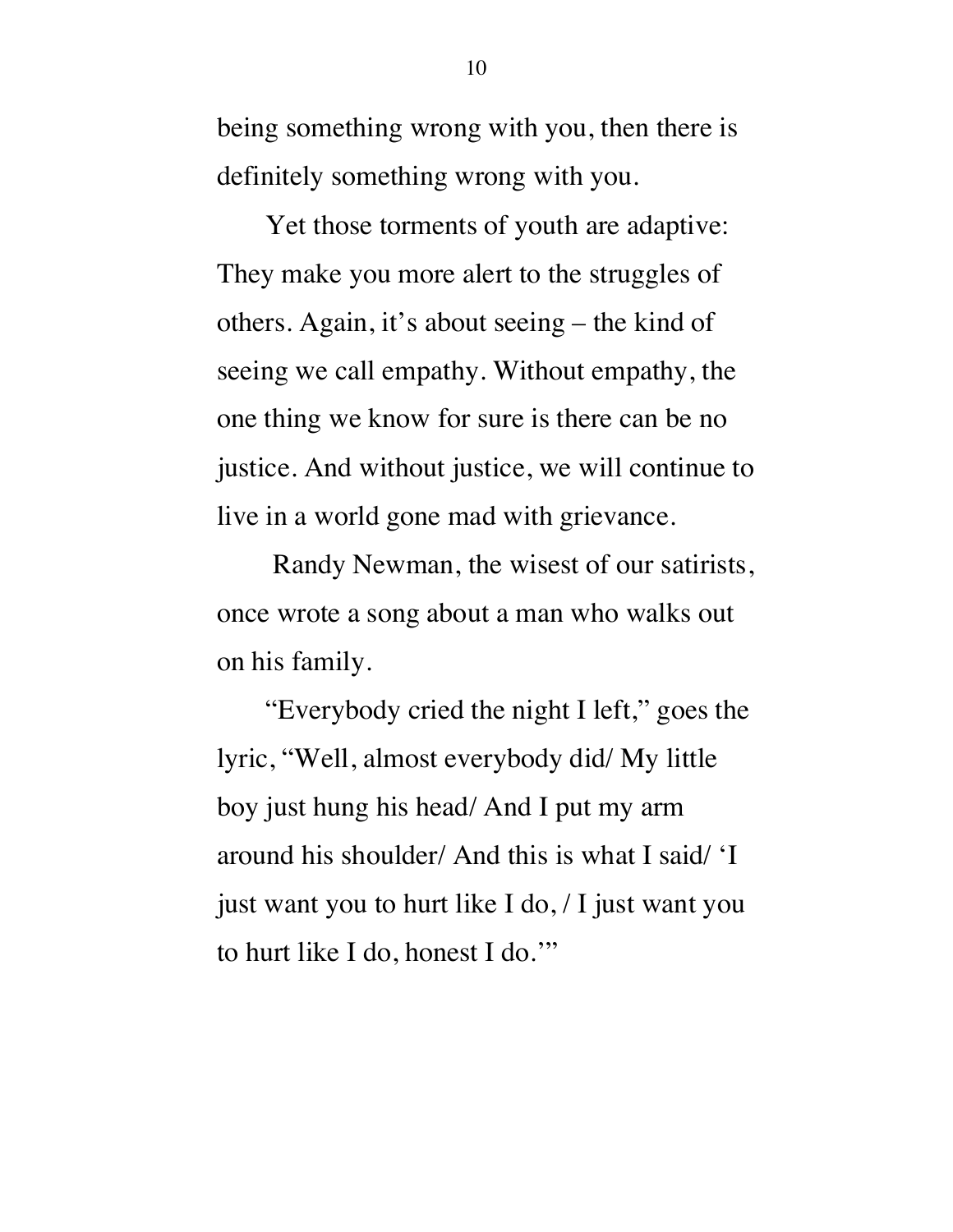being something wrong with you, then there is definitely something wrong with you.

Yet those torments of youth are adaptive: They make you more alert to the struggles of others. Again, it's about seeing – the kind of seeing we call empathy. Without empathy, the one thing we know for sure is there can be no justice. And without justice, we will continue to live in a world gone mad with grievance.

Randy Newman, the wisest of our satirists, once wrote a song about a man who walks out on his family.

"Everybody cried the night I left," goes the lyric, "Well, almost everybody did/ My little boy just hung his head/ And I put my arm around his shoulder/ And this is what I said/ 'I just want you to hurt like I do, / I just want you to hurt like I do, honest I do.'"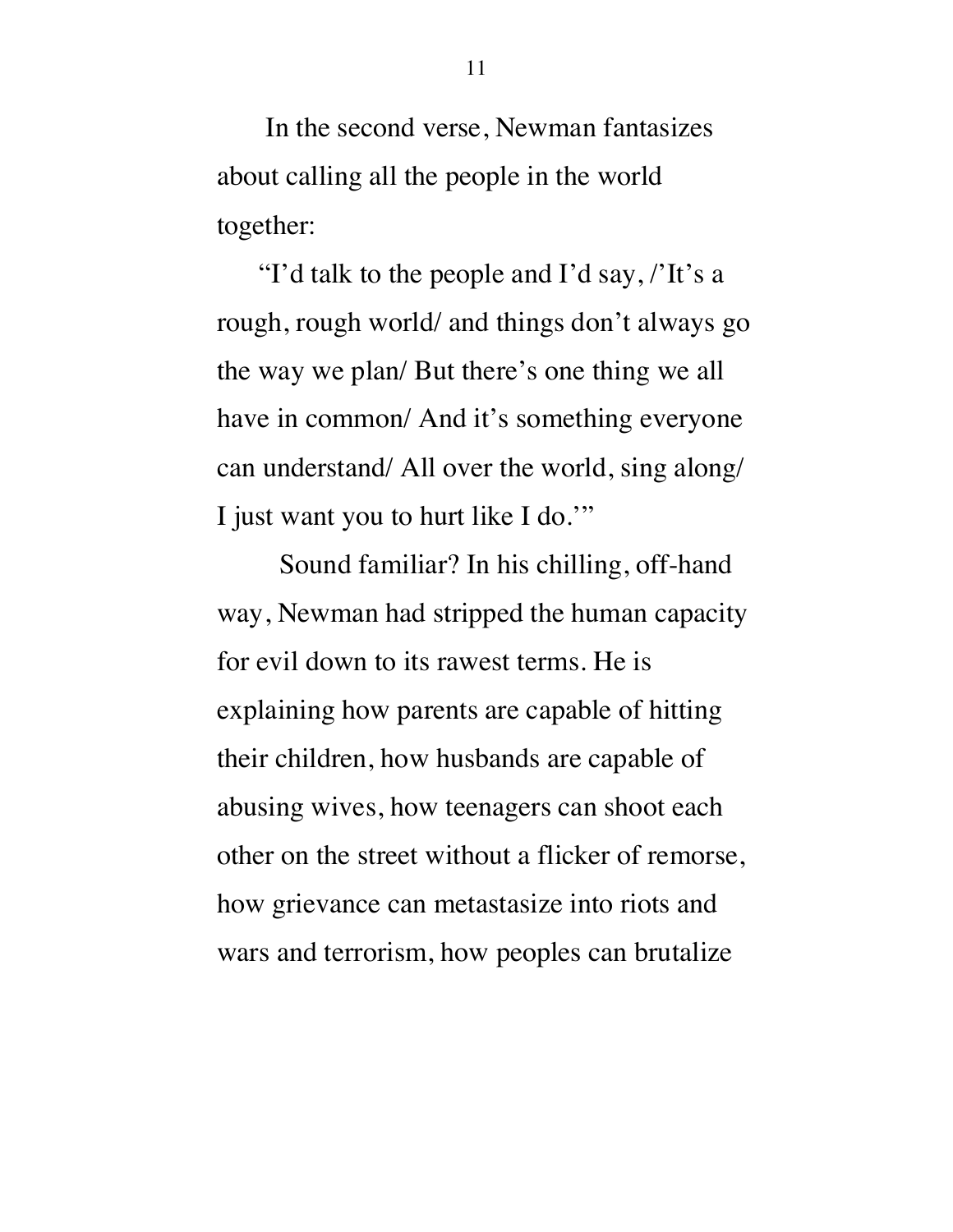In the second verse, Newman fantasizes about calling all the people in the world together:

"I'd talk to the people and I'd say, /'It's a rough, rough world/ and things don't always go the way we plan/ But there's one thing we all have in common/ And it's something everyone can understand/ All over the world, sing along/ I just want you to hurt like I do.'"

Sound familiar? In his chilling, off-hand way, Newman had stripped the human capacity for evil down to its rawest terms. He is explaining how parents are capable of hitting their children, how husbands are capable of abusing wives, how teenagers can shoot each other on the street without a flicker of remorse, how grievance can metastasize into riots and wars and terrorism, how peoples can brutalize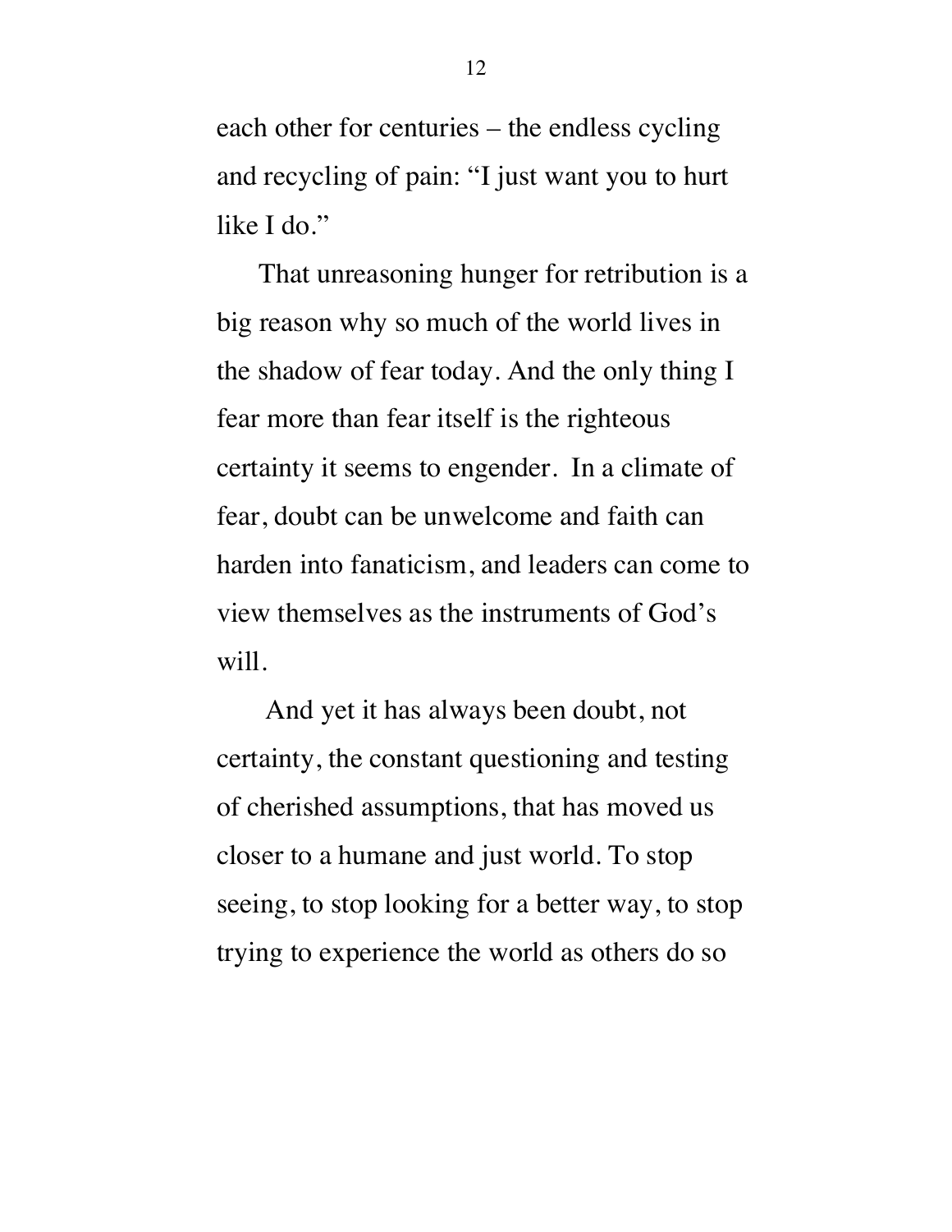each other for centuries – the endless cycling and recycling of pain: "I just want you to hurt like I do."

That unreasoning hunger for retribution is a big reason why so much of the world lives in the shadow of fear today. And the only thing I fear more than fear itself is the righteous certainty it seems to engender. In a climate of fear, doubt can be unwelcome and faith can harden into fanaticism, and leaders can come to view themselves as the instruments of God's will.

And yet it has always been doubt, not certainty, the constant questioning and testing of cherished assumptions, that has moved us closer to a humane and just world. To stop seeing, to stop looking for a better way, to stop trying to experience the world as others do so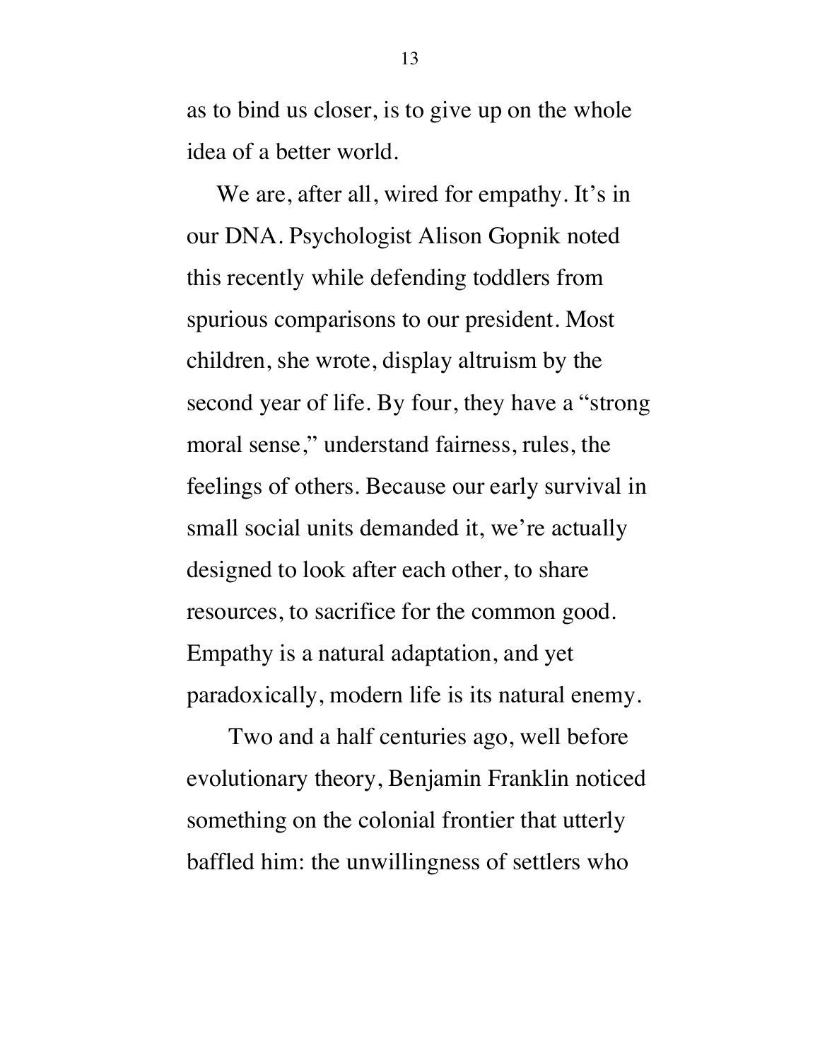as to bind us closer, is to give up on the whole idea of a better world.

We are, after all, wired for empathy. It's in our DNA. Psychologist Alison Gopnik noted this recently while defending toddlers from spurious comparisons to our president. Most children, she wrote, display altruism by the second year of life. By four, they have a "strong moral sense," understand fairness, rules, the feelings of others. Because our early survival in small social units demanded it, we're actually designed to look after each other, to share resources, to sacrifice for the common good. Empathy is a natural adaptation, and yet paradoxically, modern life is its natural enemy.

Two and a half centuries ago, well before evolutionary theory, Benjamin Franklin noticed something on the colonial frontier that utterly baffled him: the unwillingness of settlers who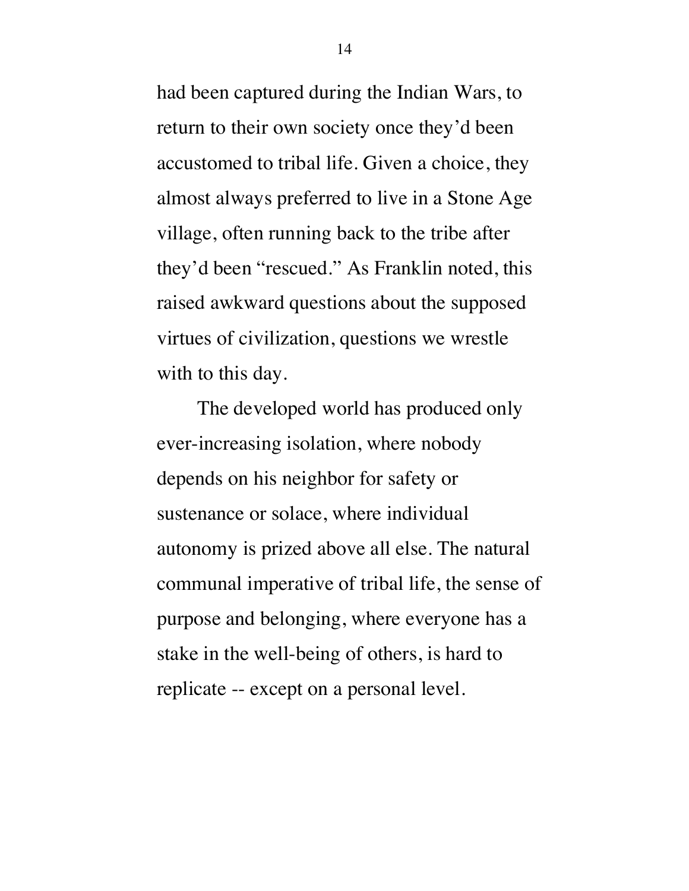had been captured during the Indian Wars, to return to their own society once they'd been accustomed to tribal life. Given a choice, they almost always preferred to live in a Stone Age village, often running back to the tribe after they'd been "rescued." As Franklin noted, this raised awkward questions about the supposed virtues of civilization, questions we wrestle with to this day.

The developed world has produced only ever-increasing isolation, where nobody depends on his neighbor for safety or sustenance or solace, where individual autonomy is prized above all else. The natural communal imperative of tribal life, the sense of purpose and belonging, where everyone has a stake in the well-being of others, is hard to replicate -- except on a personal level.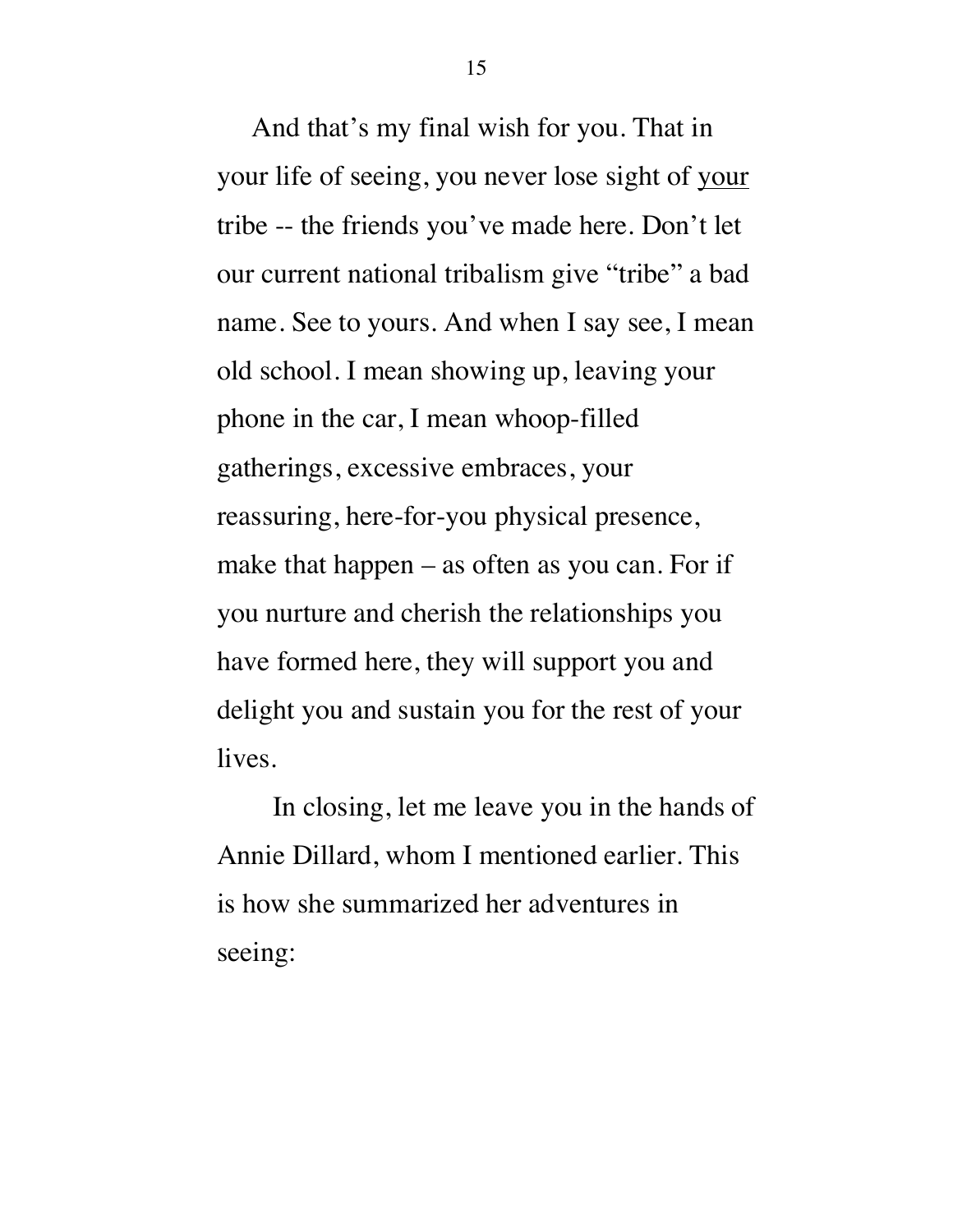And that's my final wish for you. That in your life of seeing, you never lose sight of <u>your</u> tribe -- the friends you've made here. Don't let our current national tribalism give "tribe" a bad name. See to yours. And when I say see, I mean old school. I mean showing up, leaving your phone in the car, I mean whoop-filled gatherings, excessive embraces, your reassuring, here-for-you physical presence, make that happen – as often as you can. For if you nurture and cherish the relationships you have formed here, they will support you and delight you and sustain you for the rest of your lives.

In closing, let me leave you in the hands of Annie Dillard, whom I mentioned earlier. This is how she summarized her adventures in seeing: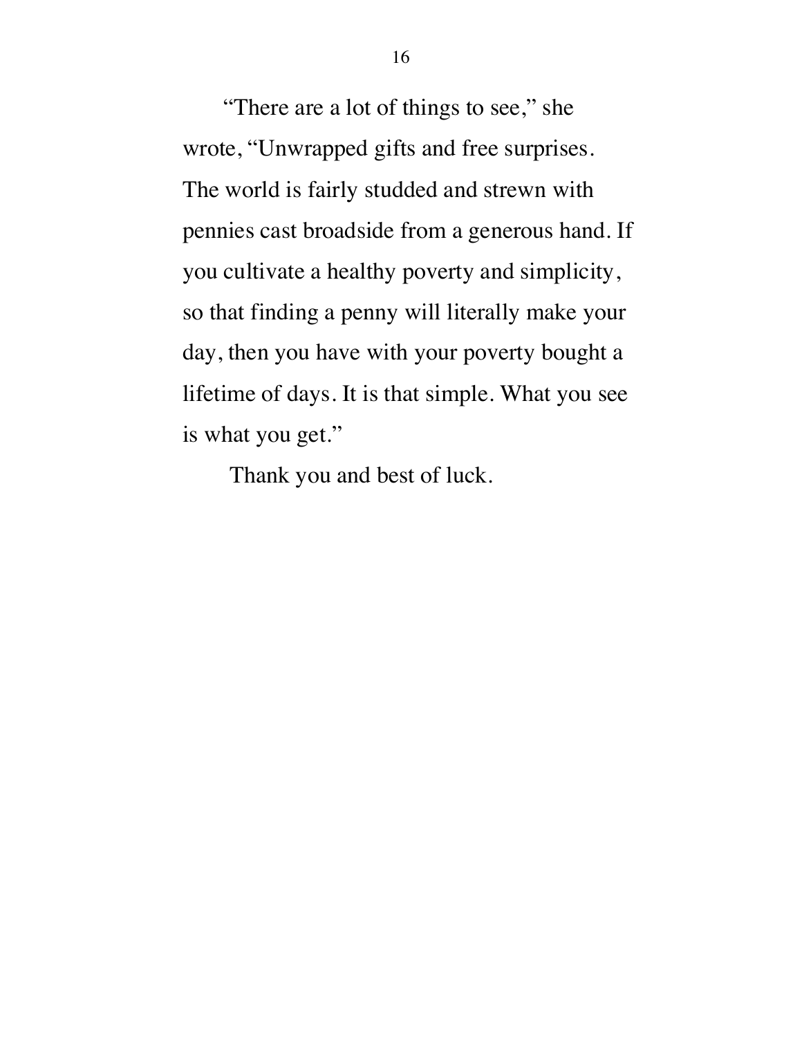"There are a lot of things to see," she wrote, "Unwrapped gifts and free surprises. The world is fairly studded and strewn with pennies cast broadside from a generous hand. If you cultivate a healthy poverty and simplicity, so that finding a penny will literally make your day, then you have with your poverty bought a lifetime of days. It is that simple. What you see is what you get."

Thank you and best of luck.